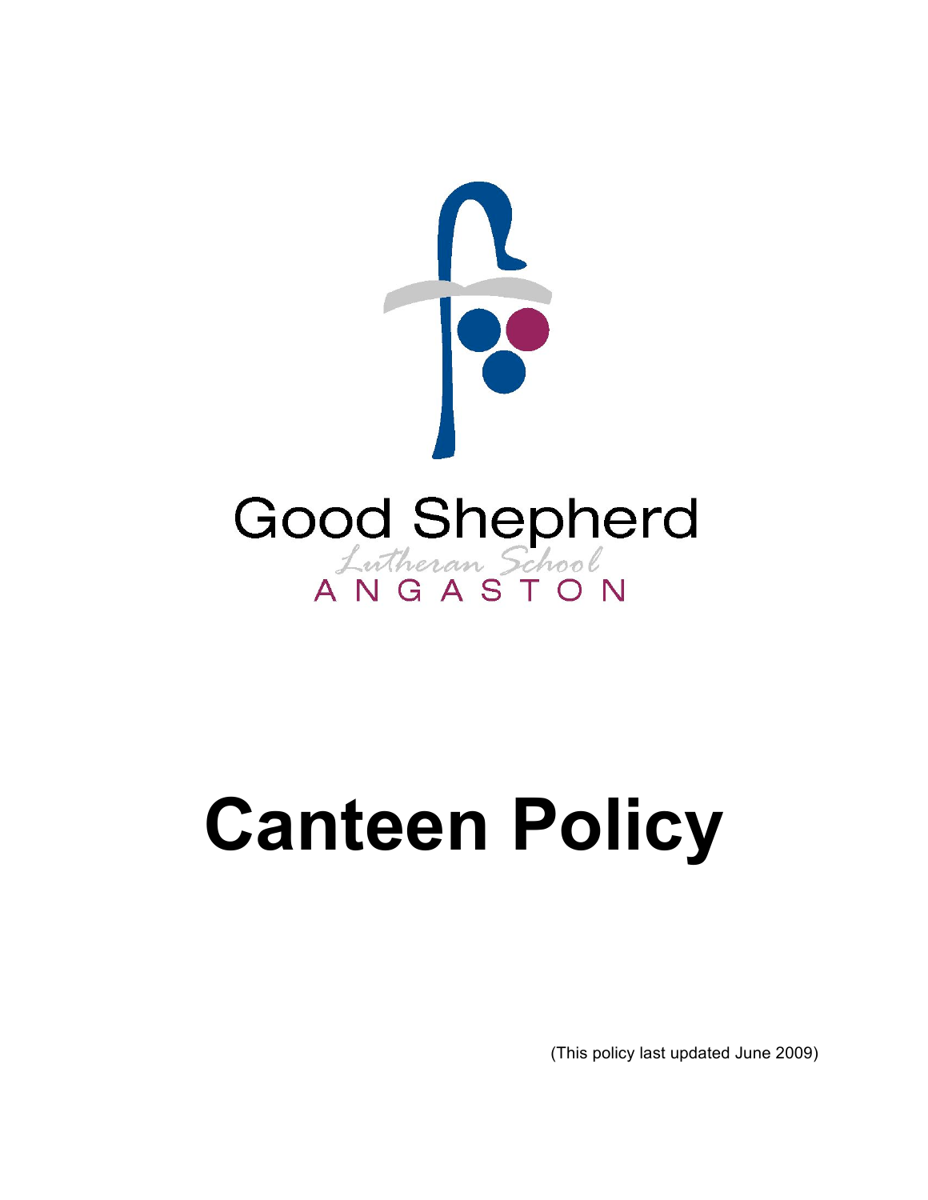Good Shepherd

Lutheran School

ANGASTON

# Canteen Policy

(This policy last updated June 2009)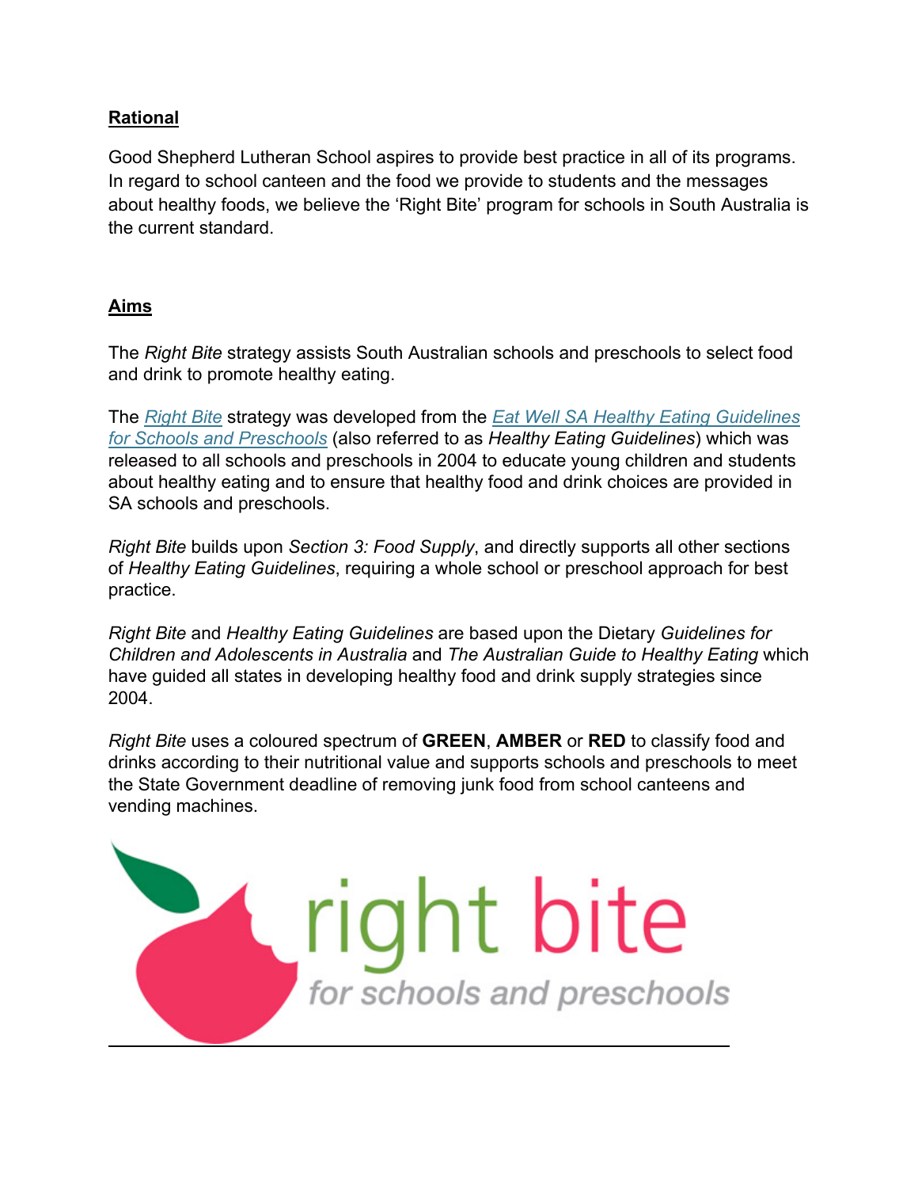## Rational

Good Shepherd Lutheran School aspires to provide best practice in all of its programs. In regard to school canteen and the food we provide to students and the messages about healthy foods, we believe the 'Right Bite' program for schools in South Australia is the current standard.

## Aims

The *Right Bite* strategy assists South Australian schools and preschools to select food and drink to promote healthy eating.

The *Right Bite* strategy was developed from the *Eat Well SA Healthy Eating Guidelines for Schools and Preschools* (also referred to as *Healthy Eating Guidelines*) which was released to all schools and preschools in 2004 to educate young children and students about healthy eating and to ensure that healthy food and drink choices are provided in SA schools and preschools.

*Right Bite* builds upon *Section 3: Food Supply*, and directly supports all other sections of *Healthy Eating Guidelines*, requiring a whole school or preschool approach for best practice.

*Right Bite* and *Healthy Eating Guidelines* are based upon the Dietary *Guidelines for Children and Adolescents in Australia* and *The Australian Guide to Healthy Eating* which have guided all states in developing healthy food and drink supply strategies since 2004.

*Right Bite* uses a coloured spectrum of **GREEN**, **AMBER** or **RED** to classify food and drinks according to their nutritional value and supports schools and preschools to meet the State Government deadline of removing junk food from school canteens and vending machines.

right bite

*for schools and preschools*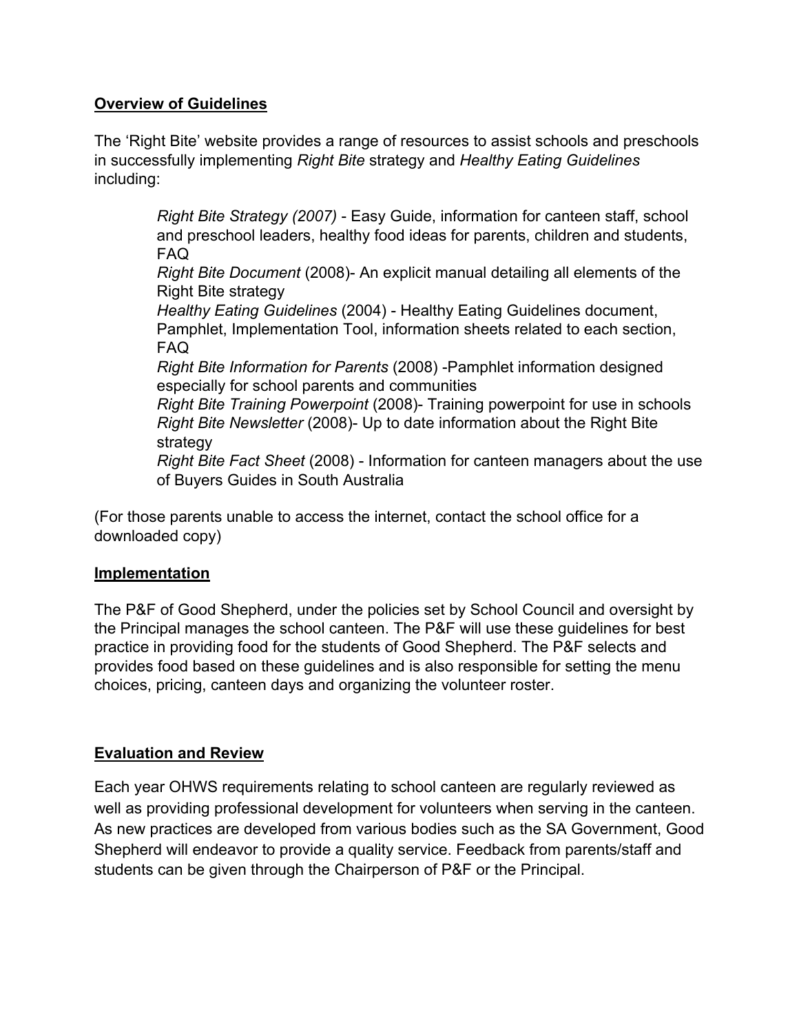**Overview of Guidelines**

The 'Right Bite' website provides a range of resources to assist schools and preschools in successfully implementing *Right Bite* strategy and *Healthy Eating Guidelines* including:

> *Right Bite Strategy (2007)* - Easy Guide, information for canteen staff, school and preschool leaders, healthy food ideas for parents, children and students, FAQ
> *Right Bite Document* (2008)- An explicit manual detailing all elements of the Right Bite strategy
> *Healthy Eating Guidelines* (2004) - Healthy Eating Guidelines document, Pamphlet, Implementation Tool, information sheets related to each section, FAQ
> *Right Bite Information for Parents* (2008) -Pamphlet information designed especially for school parents and communities
> *Right Bite Training Powerpoint* (2008)- Training powerpoint for use in schools
> *Right Bite Newsletter* (2008)- Up to date information about the Right Bite strategy
> *Right Bite Fact Sheet* (2008) - Information for canteen managers about the use of Buyers Guides in South Australia

(For those parents unable to access the internet, contact the school office for a downloaded copy)

**Implementation**

The P&F of Good Shepherd, under the policies set by School Council and oversight by the Principal manages the school canteen. The P&F will use these guidelines for best practice in providing food for the students of Good Shepherd. The P&F selects and provides food based on these guidelines and is also responsible for setting the menu choices, pricing, canteen days and organizing the volunteer roster.

**Evaluation and Review**

Each year OHWS requirements relating to school canteen are regularly reviewed as well as providing professional development for volunteers when serving in the canteen. As new practices are developed from various bodies such as the SA Government, Good Shepherd will endeavor to provide a quality service. Feedback from parents/staff and students can be given through the Chairperson of P&F or the Principal.